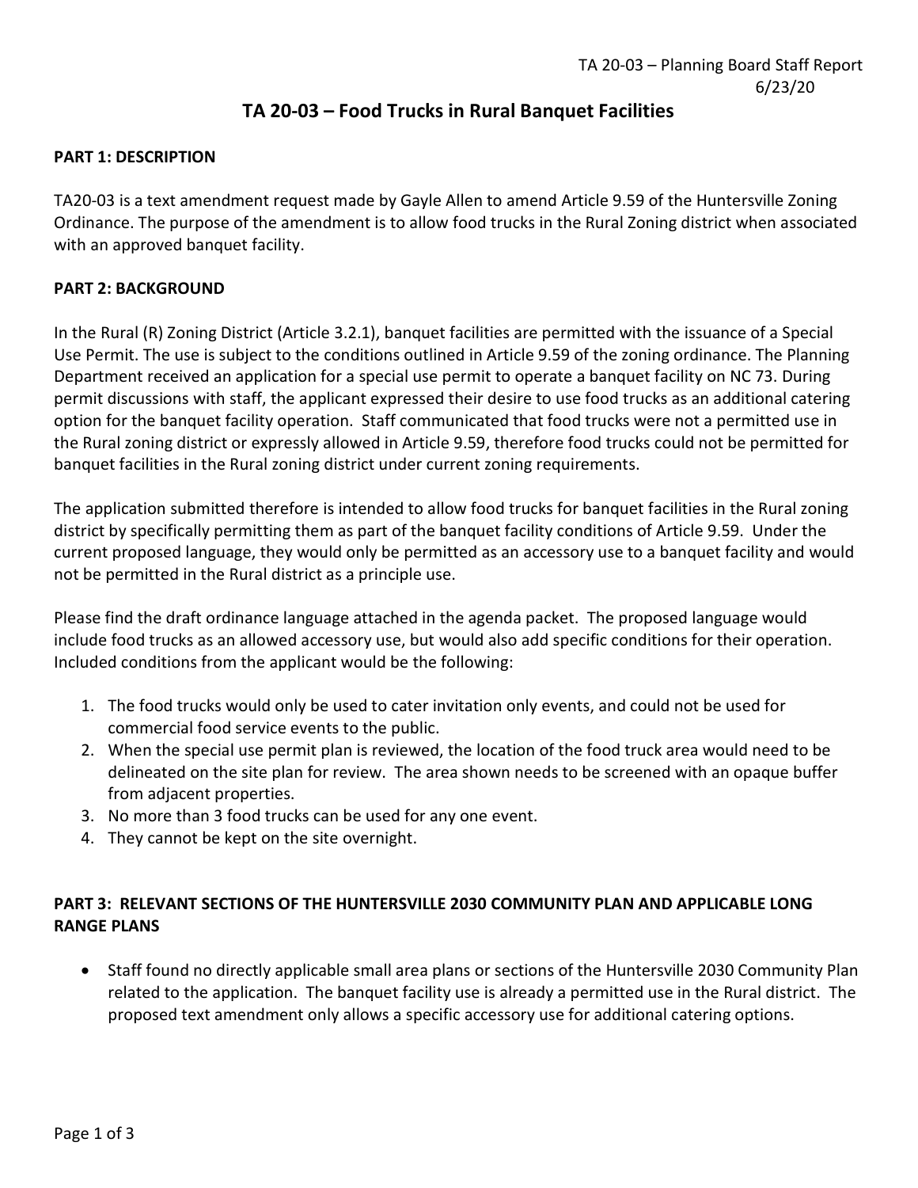# TA 20-03 – Food Trucks in Rural Banquet Facilities

## PART 1: DESCRIPTION

TA20-03 is a text amendment request made by Gayle Allen to amend Article 9.59 of the Huntersville Zoning Ordinance. The purpose of the amendment is to allow food trucks in the Rural Zoning district when associated with an approved banquet facility.

## PART 2: BACKGROUND

In the Rural (R) Zoning District (Article 3.2.1), banquet facilities are permitted with the issuance of a Special Use Permit. The use is subject to the conditions outlined in Article 9.59 of the zoning ordinance. The Planning Department received an application for a special use permit to operate a banquet facility on NC 73. During permit discussions with staff, the applicant expressed their desire to use food trucks as an additional catering option for the banquet facility operation. Staff communicated that food trucks were not a permitted use in the Rural zoning district or expressly allowed in Article 9.59, therefore food trucks could not be permitted for banquet facilities in the Rural zoning district under current zoning requirements.

The application submitted therefore is intended to allow food trucks for banquet facilities in the Rural zoning district by specifically permitting them as part of the banquet facility conditions of Article 9.59. Under the current proposed language, they would only be permitted as an accessory use to a banquet facility and would not be permitted in the Rural district as a principle use.

Please find the draft ordinance language attached in the agenda packet. The proposed language would include food trucks as an allowed accessory use, but would also add specific conditions for their operation. Included conditions from the applicant would be the following:

1. The food trucks would only be used to cater invitation only events, and could not be used for commercial food service events to the public.
2. When the special use permit plan is reviewed, the location of the food truck area would need to be delineated on the site plan for review. The area shown needs to be screened with an opaque buffer from adjacent properties.
3. No more than 3 food trucks can be used for any one event.
4. They cannot be kept on the site overnight.

## PART 3: RELEVANT SECTIONS OF THE HUNTERSVILLE 2030 COMMUNITY PLAN AND APPLICABLE LONG RANGE PLANS

- Staff found no directly applicable small area plans or sections of the Huntersville 2030 Community Plan related to the application. The banquet facility use is already a permitted use in the Rural district. The proposed text amendment only allows a specific accessory use for additional catering options.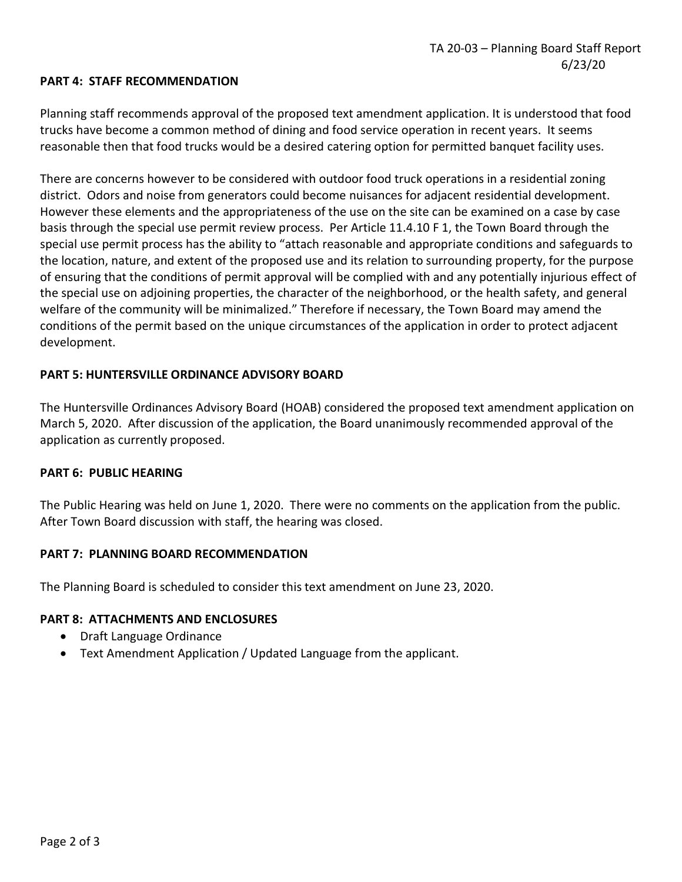## PART 4: STAFF RECOMMENDATION

Planning staff recommends approval of the proposed text amendment application. It is understood that food trucks have become a common method of dining and food service operation in recent years. It seems reasonable then that food trucks would be a desired catering option for permitted banquet facility uses.

There are concerns however to be considered with outdoor food truck operations in a residential zoning district. Odors and noise from generators could become nuisances for adjacent residential development. However these elements and the appropriateness of the use on the site can be examined on a case by case basis through the special use permit review process. Per Article 11.4.10 F 1, the Town Board through the special use permit process has the ability to "attach reasonable and appropriate conditions and safeguards to the location, nature, and extent of the proposed use and its relation to surrounding property, for the purpose of ensuring that the conditions of permit approval will be complied with and any potentially injurious effect of the special use on adjoining properties, the character of the neighborhood, or the health safety, and general welfare of the community will be minimalized." Therefore if necessary, the Town Board may amend the conditions of the permit based on the unique circumstances of the application in order to protect adjacent development.

## PART 5: HUNTERSVILLE ORDINANCE ADVISORY BOARD

The Huntersville Ordinances Advisory Board (HOAB) considered the proposed text amendment application on March 5, 2020. After discussion of the application, the Board unanimously recommended approval of the application as currently proposed.

## PART 6: PUBLIC HEARING

The Public Hearing was held on June 1, 2020. There were no comments on the application from the public. After Town Board discussion with staff, the hearing was closed.

## PART 7: PLANNING BOARD RECOMMENDATION

The Planning Board is scheduled to consider this text amendment on June 23, 2020.

## PART 8: ATTACHMENTS AND ENCLOSURES

- Draft Language Ordinance
- Text Amendment Application / Updated Language from the applicant.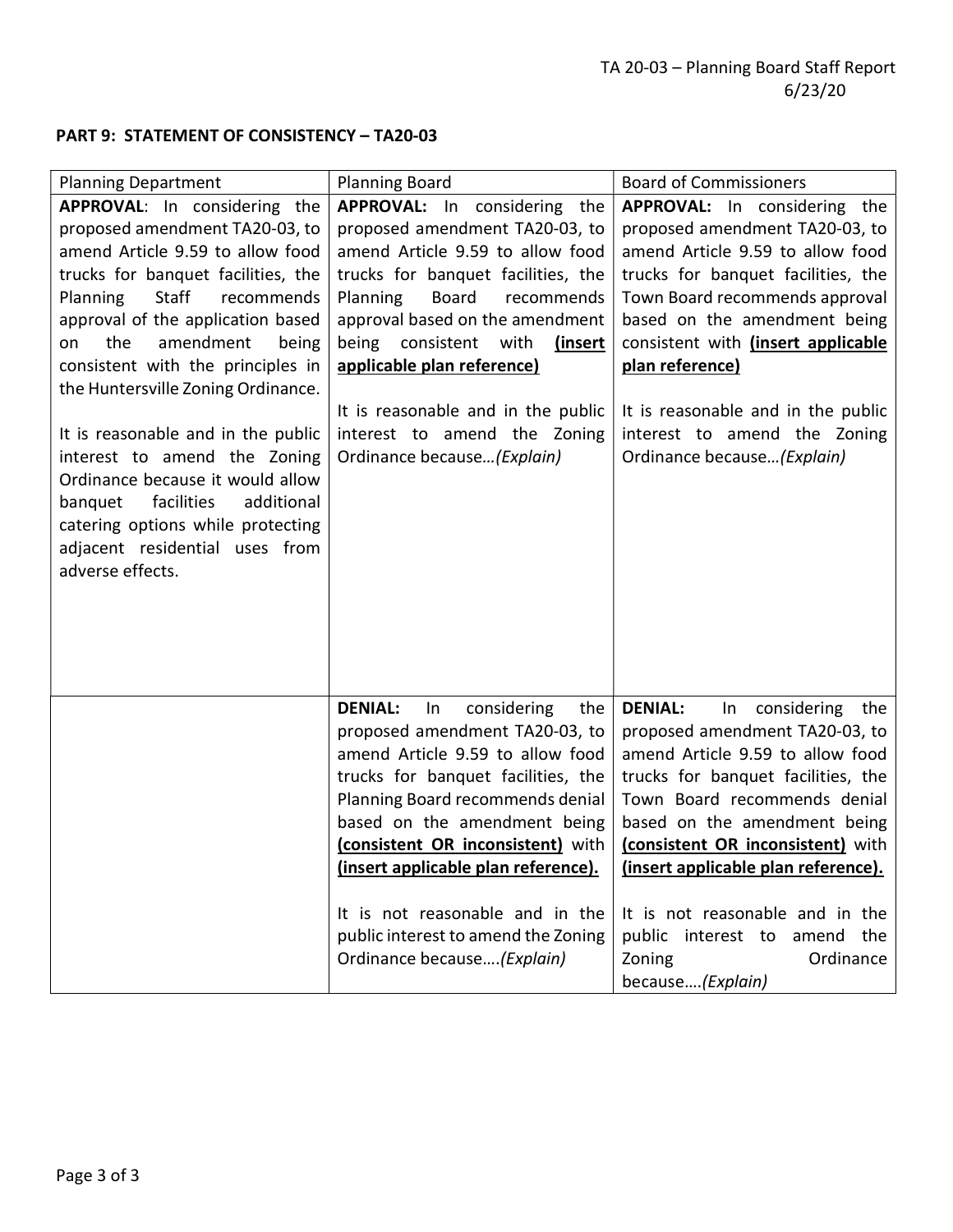**PART 9: STATEMENT OF CONSISTENCY – TA20-03**

| Planning Department | Planning Board | Board of Commissioners |
|---|---|---|
| **APPROVAL**: In considering the proposed amendment TA20-03, to amend Article 9.59 to allow food trucks for banquet facilities, the Planning Staff recommends approval of the application based on the amendment being consistent with the principles in the Huntersville Zoning Ordinance.<br><br>It is reasonable and in the public interest to amend the Zoning Ordinance because it would allow banquet facilities additional catering options while protecting adjacent residential uses from adverse effects. | **APPROVAL:** In considering the proposed amendment TA20-03, to amend Article 9.59 to allow food trucks for banquet facilities, the Planning Board recommends approval based on the amendment being consistent with **(insert applicable plan reference)**<br><br>It is reasonable and in the public interest to amend the Zoning Ordinance because…*(Explain)* | **APPROVAL:** In considering the proposed amendment TA20-03, to amend Article 9.59 to allow food trucks for banquet facilities, the Town Board recommends approval based on the amendment being consistent with **(insert applicable plan reference)**<br><br>It is reasonable and in the public interest to amend the Zoning Ordinance because…*(Explain)* |
| | **DENIAL:** In considering the proposed amendment TA20-03, to amend Article 9.59 to allow food trucks for banquet facilities, the Planning Board recommends denial based on the amendment being **(consistent OR inconsistent)** with **(insert applicable plan reference).**<br><br>It is not reasonable and in the public interest to amend the Zoning Ordinance because….*(Explain)* | **DENIAL:** In considering the proposed amendment TA20-03, to amend Article 9.59 to allow food trucks for banquet facilities, the Town Board recommends denial based on the amendment being **(consistent OR inconsistent)** with **(insert applicable plan reference).**<br><br>It is not reasonable and in the public interest to amend the Zoning Ordinance because….*(Explain)* |